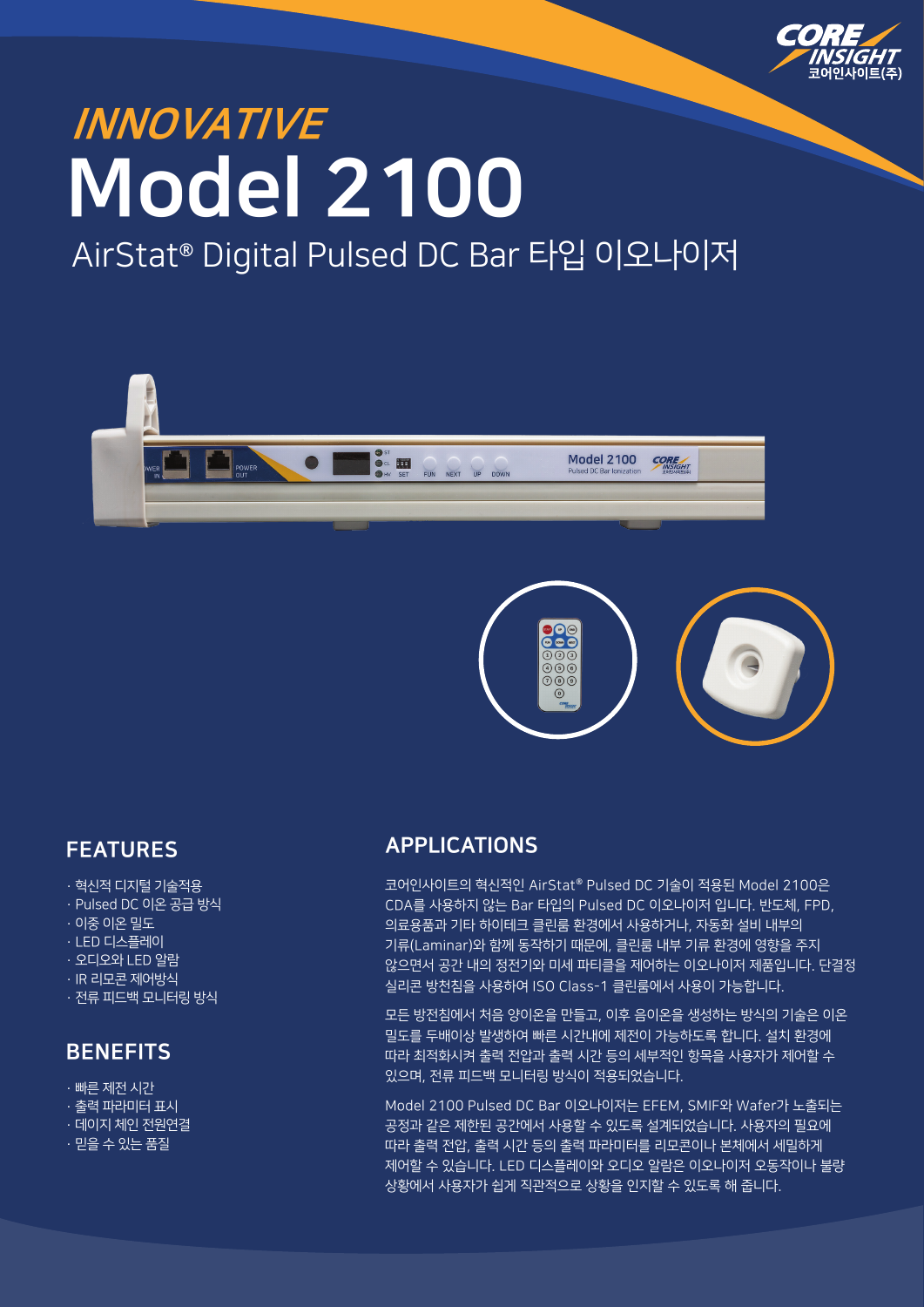# INNOVATIVE

# Model 2100

## AirStat® Digital Pulsed DC Bar 타입 이오나이저

## FEATURES

- · 혁신적 디지털 기술적용
- · Pulsed DC 이온 공급 방식
- · 이중 이온 밀도
- · LED 디스플레이
- · 오디오와 LED 알람
- · IR 리모콘 제어방식
- · 전류 피드백 모니터링 방식

## BENEFITS

- · 빠른 제전 시간
- · 출력 파라미터 표시
- · 데이지 체인 전원연결
- · 믿을 수 있는 품질

## APPLICATIONS

코어인사이트의 혁신적인 AirStat® Pulsed DC 기술이 적용된 Model 2100은 CDA를 사용하지 않는 Bar 타입의 Pulsed DC 이오나이저 입니다. 반도체, FPD, 의료용품과 기타 하이테크 클린룸 환경에서 사용하거나, 자동화 설비 내부의 기류(Laminar)와 함께 동작하기 때문에, 클린룸 내부 기류 환경에 영향을 주지 않으면서 공간 내의 정전기와 미세 파티클을 제어하는 이오나이저 제품입니다. 단결정 실리콘 방천침을 사용하여 ISO Class-1 클린룸에서 사용이 가능합니다.

모든 방전침에서 처음 양이온을 만들고, 이후 음이온을 생성하는 방식의 기술은 이온 밀도를 두배이상 발생하여 빠른 시간내에 제전이 가능하도록 합니다. 설치 환경에 따라 최적화시켜 출력 전압과 출력 시간 등의 세부적인 항목을 사용자가 제어할 수 있으며, 전류 피드백 모니터링 방식이 적용되었습니다.

Model 2100 Pulsed DC Bar 이오나이저는 EFEM, SMIF와 Wafer가 노출되는 공정과 같은 제한된 공간에서 사용할 수 있도록 설계되었습니다. 사용자의 필요에 따라 출력 전압, 출력 시간 등의 출력 파라미터를 리모콘이나 본체에서 세밀하게 제어할 수 있습니다. LED 디스플레이와 오디오 알람은 이오나이저 오동작이나 불량 상황에서 사용자가 쉽게 직관적으로 상황을 인지할 수 있도록 해 줍니다.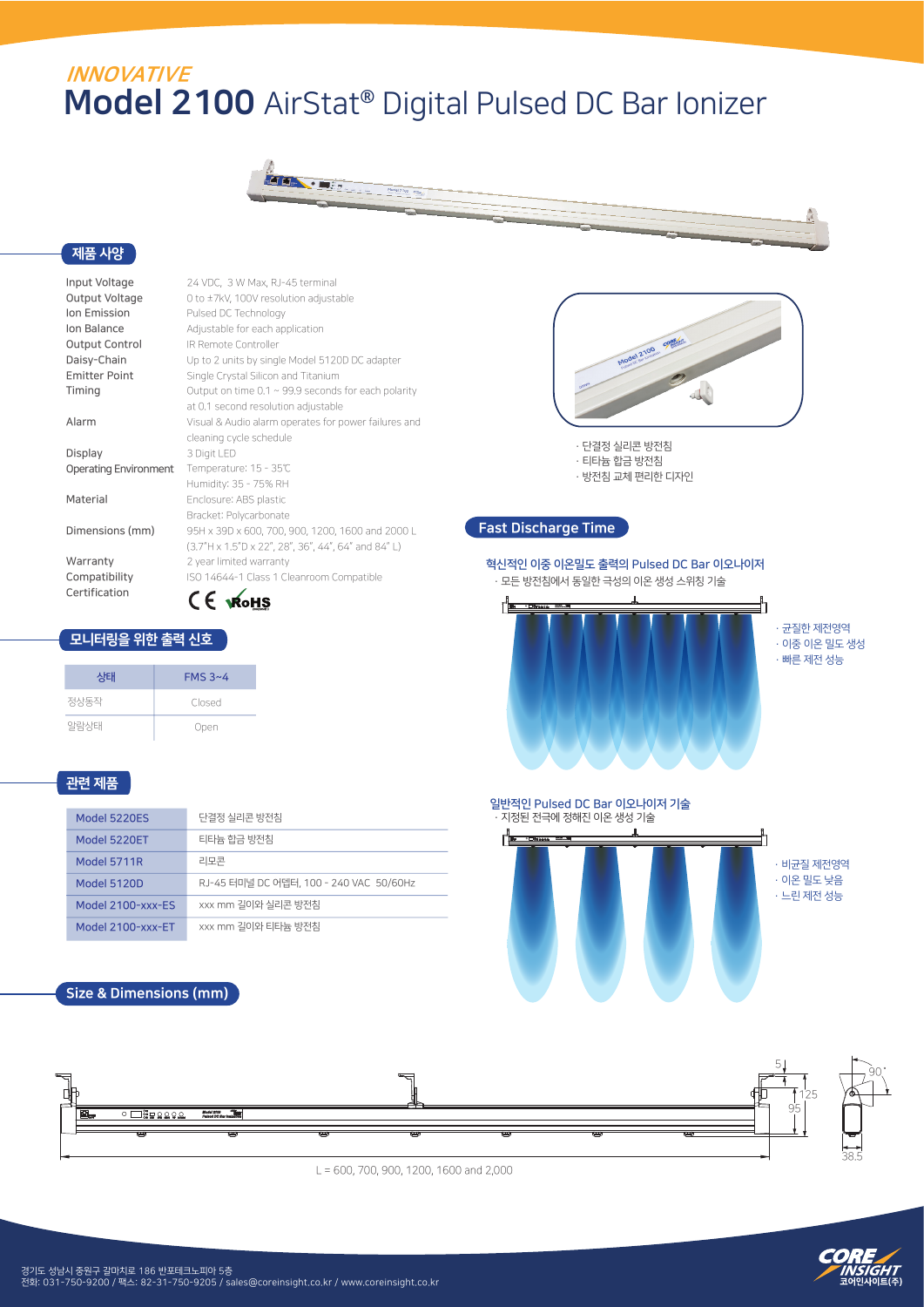*INNOVATIVE*

# **Model 2100** AirStat® Digital Pulsed DC Bar Ionizer

## 제품 사양

| | |
|---|---|
| Input Voltage | 24 VDC, 3 W Max, RJ-45 terminal |
| Output Voltage | 0 to ±7kV, 100V resolution adjustable |
| Ion Emission | Pulsed DC Technology |
| Ion Balance | Adjustable for each application |
| Output Control | IR Remote Controller |
| Daisy-Chain | Up to 2 units by single Model 5120D DC adapter |
| Emitter Point | Single Crystal Silicon and Titanium |
| Timing | Output on time 0.1 ~ 99.9 seconds for each polarity at 0.1 second resolution adjustable |
| Alarm | Visual & Audio alarm operates for power failures and cleaning cycle schedule |
| Display | 3 Digit LED |
| Operating Environment | Temperature: 15 - 35℃<br>Humidity: 35 - 75% RH |
| Material | Enclosure: ABS plastic<br>Bracket: Polycarbonate |
| Dimensions (mm) | 95H x 39D x 600, 700, 900, 1200, 1600 and 2000 L<br>(3.7"H x 1.5"D x 22", 28", 36", 44", 64" and 84" L) |
| Warranty | 2 year limited warranty |
| Compatibility | ISO 14644-1 Class 1 Cleanroom Compatible |
| Certification | CE RoHS |

· 단결정 실리콘 방전침
· 티타늄 합금 방전침
· 방전침 교체 편리한 디자인

## 모니터링을 위한 출력 신호

| 상태 | FMS 3~4 |
|---|---|
| 정상동작 | Closed |
| 알람상태 | Open |

## Fast Discharge Time

**혁신적인 이중 이온밀도 출력의 Pulsed DC Bar 이오나이저**
· 모든 방전침에서 동일한 극성의 이온 생성 스위칭 기술

· 균질한 제전영역
· 이중 이온 밀도 생성
· 빠른 제전 성능

**일반적인 Pulsed DC Bar 이오나이저 기술**
· 지정된 전극에 정해진 이온 생성 기술

· 비균질 제전영역
· 이온 밀도 낮음
· 느린 제전 성능

## 관련 제품

| | |
|---|---|
| Model 5220ES | 단결정 실리콘 방전침 |
| Model 5220ET | 티타늄 합금 방전침 |
| Model 5711R | 리모콘 |
| Model 5120D | RJ-45 터미널 DC 어댑터, 100 - 240 VAC 50/60Hz |
| Model 2100-xxx-ES | xxx mm 길이와 실리콘 방전침 |
| Model 2100-xxx-ET | xxx mm 길이와 티타늄 방전침 |

## Size & Dimensions (mm)

5
125
95
90˚
38.5

L = 600, 700, 900, 1200, 1600 and 2,000

경기도 성남시 중원구 갈마치로 186 반포테크노피아 5층
전화: 031-750-9200 / 팩스: 82-31-750-9205 / sales@coreinsight.co.kr / www.coreinsight.co.kr

CORE INSIGHT 코어인사이트(주)